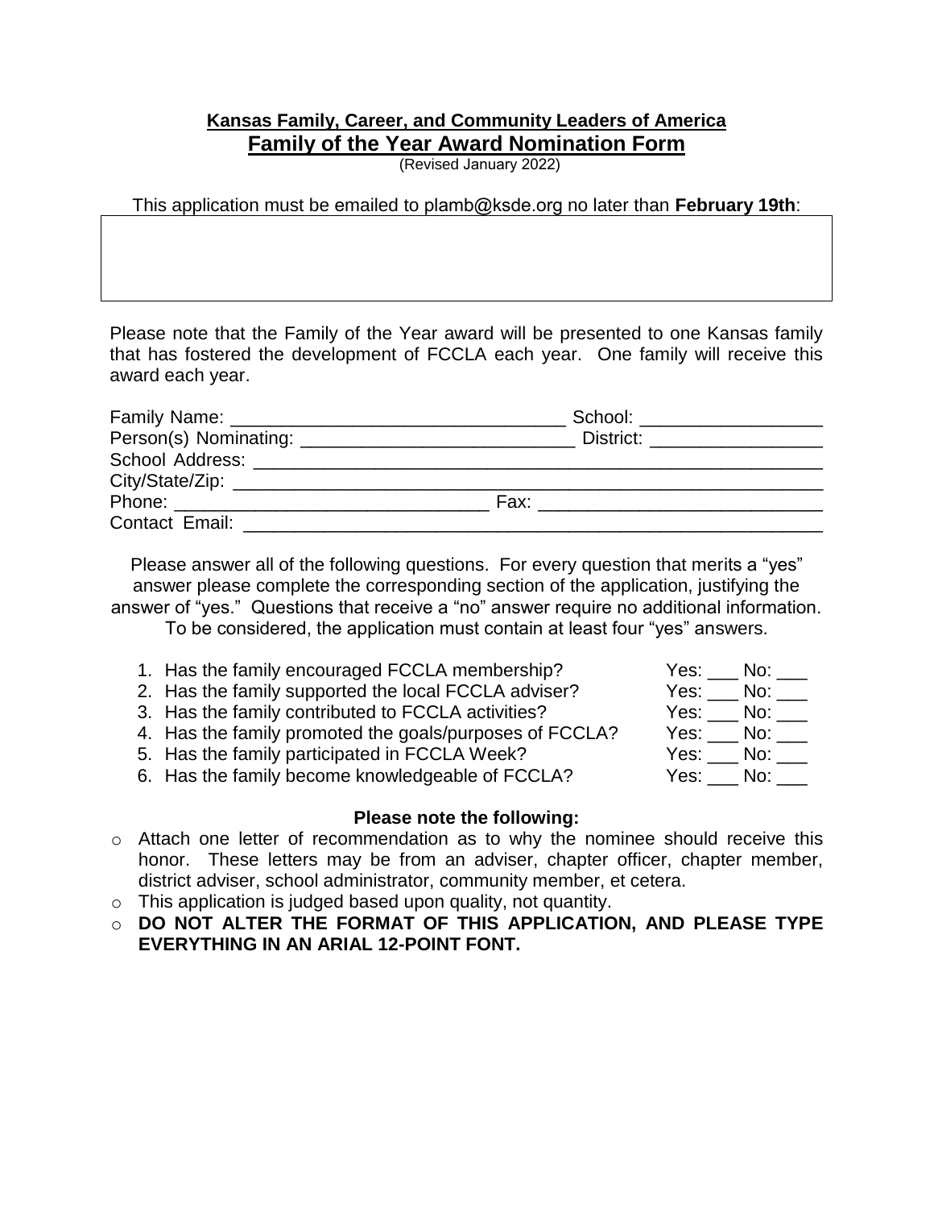**Kansas Family, Career, and Community Leaders of America**

# Family of the Year Award Nomination Form

(Revised January 2022)

This application must be emailed to plamb@ksde.org no later than **February 19th**:

Please note that the Family of the Year award will be presented to one Kansas family that has fostered the development of FCCLA each year. One family will receive this award each year.

Family Name: _________________________________ School: __________________

Person(s) Nominating: ___________________________ District: _________________

School Address: ____________________________________________________________

City/State/Zip: _____________________________________________________________

Phone: _______________________________ Fax: ____________________________

Contact Email: ______________________________________________________________

Please answer all of the following questions. For every question that merits a "yes" answer please complete the corresponding section of the application, justifying the answer of "yes." Questions that receive a "no" answer require no additional information. To be considered, the application must contain at least four "yes" answers.

1. Has the family encouraged FCCLA membership? Yes: ___ No: ___
2. Has the family supported the local FCCLA adviser? Yes: ___ No: ___
3. Has the family contributed to FCCLA activities? Yes: ___ No: ___
4. Has the family promoted the goals/purposes of FCCLA? Yes: ___ No: ___
5. Has the family participated in FCCLA Week? Yes: ___ No: ___
6. Has the family become knowledgeable of FCCLA? Yes: ___ No: ___

**Please note the following:**

- Attach one letter of recommendation as to why the nominee should receive this honor. These letters may be from an adviser, chapter officer, chapter member, district adviser, school administrator, community member, et cetera.
- This application is judged based upon quality, not quantity.
- **DO NOT ALTER THE FORMAT OF THIS APPLICATION, AND PLEASE TYPE EVERYTHING IN AN ARIAL 12-POINT FONT.**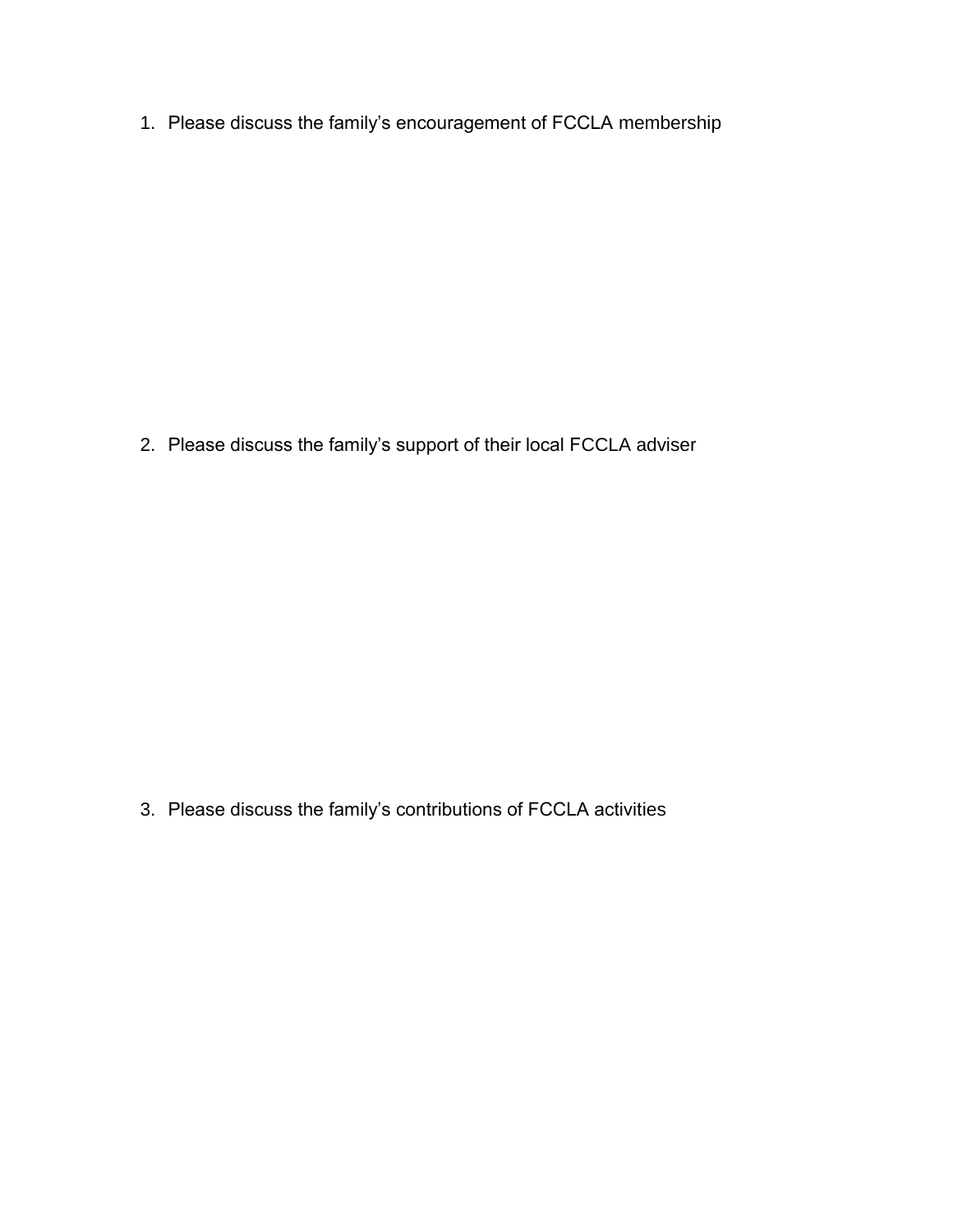1. Please discuss the family's encouragement of FCCLA membership

2. Please discuss the family's support of their local FCCLA adviser

3. Please discuss the family's contributions of FCCLA activities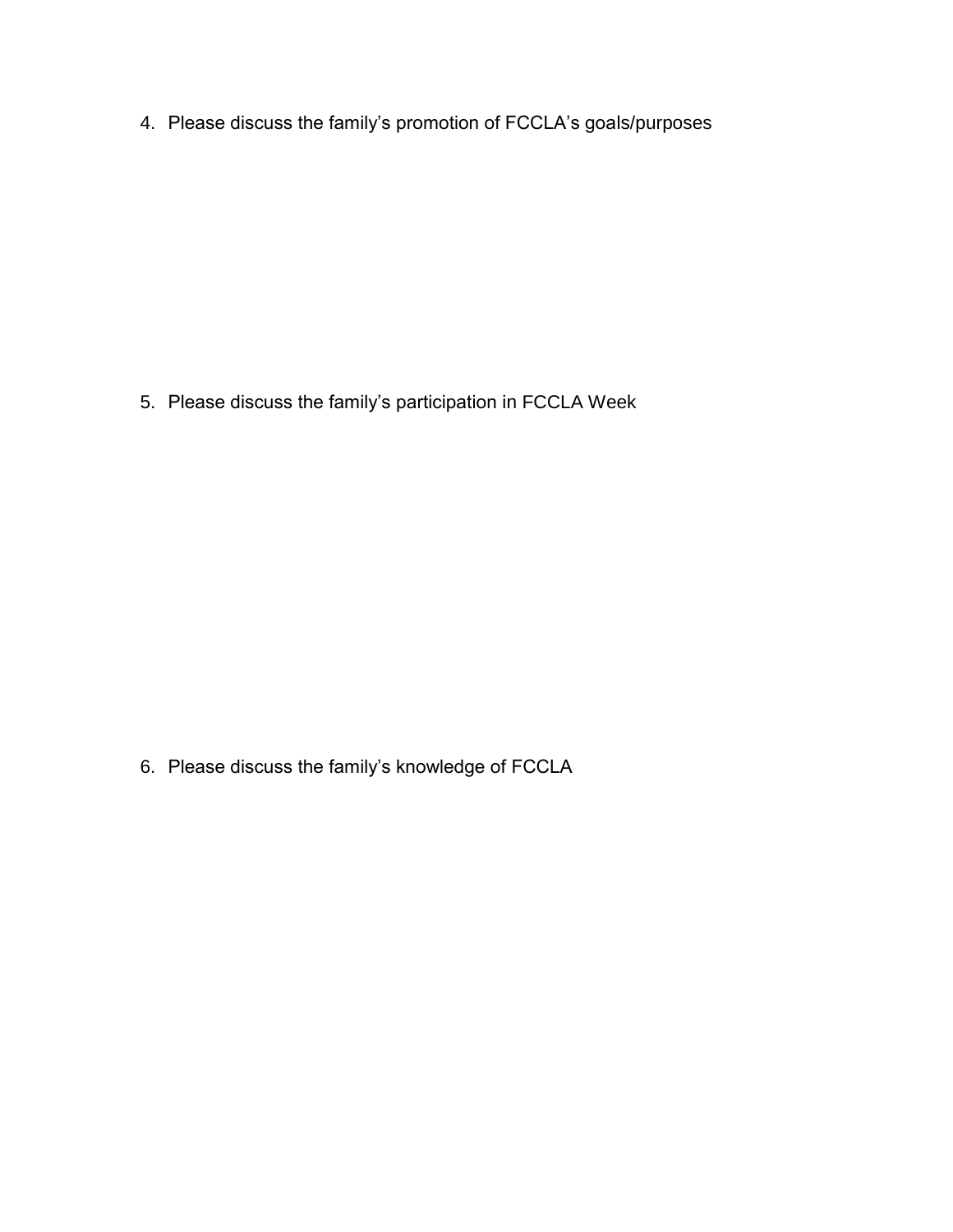4. Please discuss the family’s promotion of FCCLA’s goals/purposes

5. Please discuss the family’s participation in FCCLA Week

6. Please discuss the family’s knowledge of FCCLA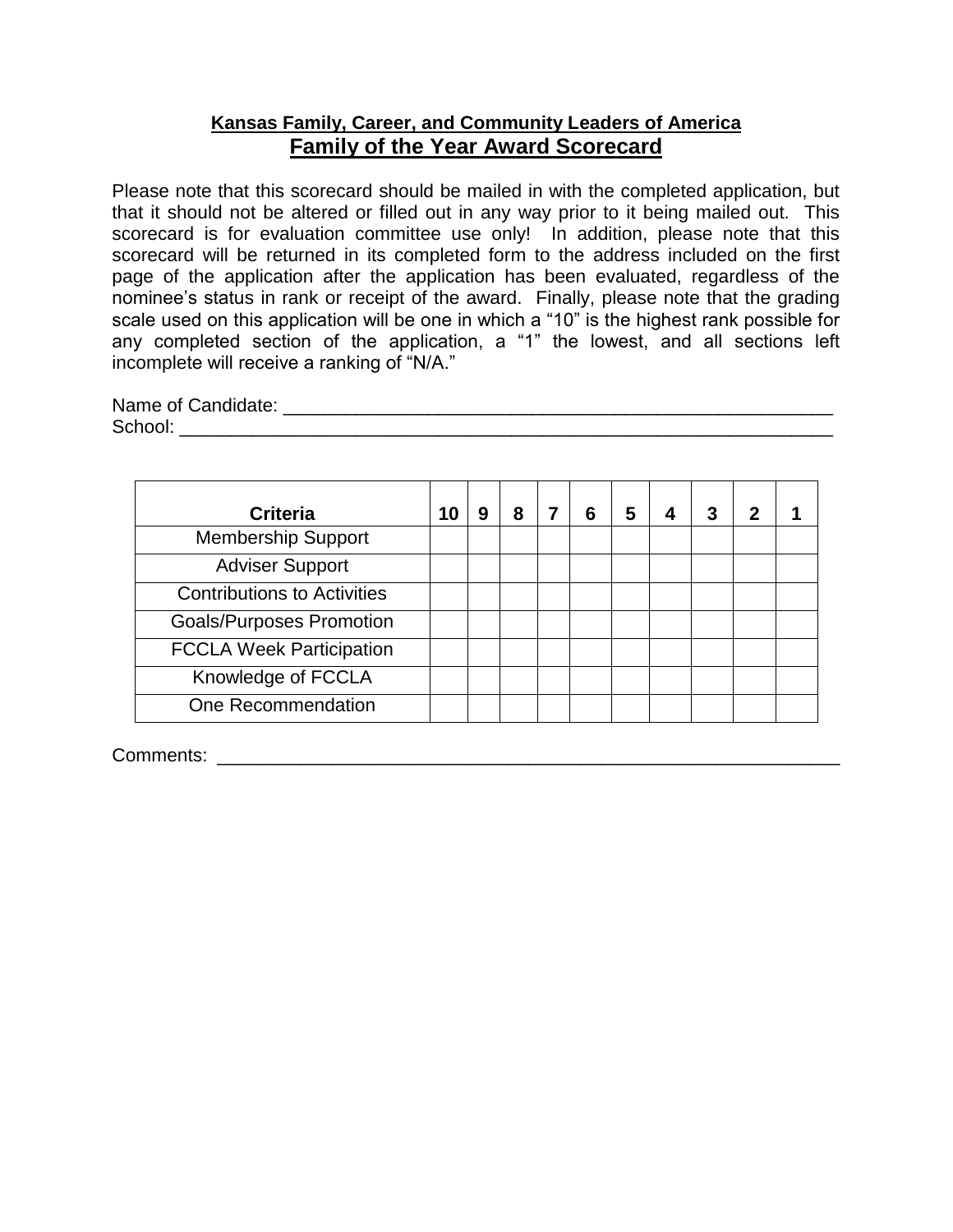**Kansas Family, Career, and Community Leaders of America**

## Family of the Year Award Scorecard

Please note that this scorecard should be mailed in with the completed application, but that it should not be altered or filled out in any way prior to it being mailed out. This scorecard is for evaluation committee use only! In addition, please note that this scorecard will be returned in its completed form to the address included on the first page of the application after the application has been evaluated, regardless of the nominee's status in rank or receipt of the award. Finally, please note that the grading scale used on this application will be one in which a "10" is the highest rank possible for any completed section of the application, a "1" the lowest, and all sections left incomplete will receive a ranking of "N/A."

Name of Candidate: ________________________________________________________

School: _______________________________________________________________

| Criteria | 10 | 9 | 8 | 7 | 6 | 5 | 4 | 3 | 2 | 1 |
|---|---|---|---|---|---|---|---|---|---|---|
| Membership Support | | | | | | | | | | |
| Adviser Support | | | | | | | | | | |
| Contributions to Activities | | | | | | | | | | |
| Goals/Purposes Promotion | | | | | | | | | | |
| FCCLA Week Participation | | | | | | | | | | |
| Knowledge of FCCLA | | | | | | | | | | |
| One Recommendation | | | | | | | | | | |

Comments: ______________________________________________________________